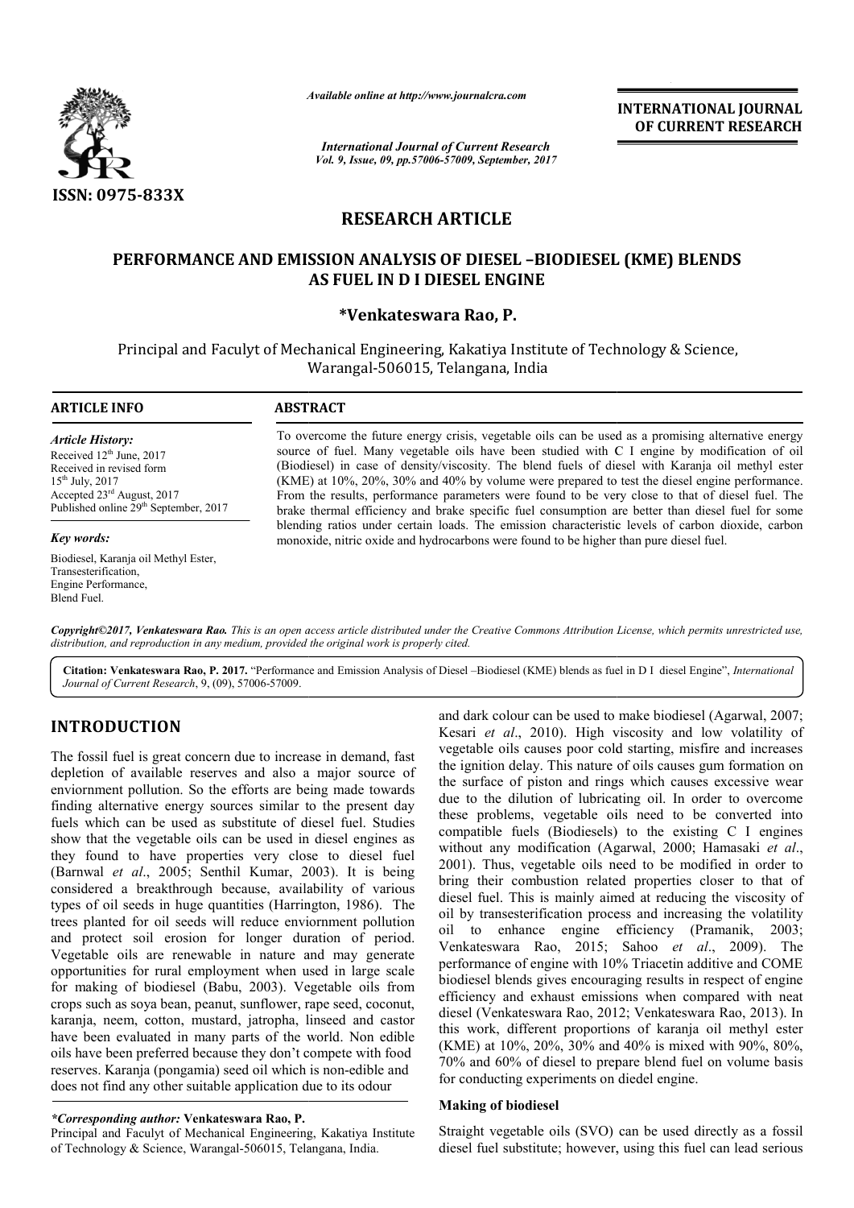ISSN: 0975-833X

*Available online at http://www.journalcra.com*

*International Journal of Current Research*
*Vol. 9, Issue, 09, pp.57006-57009, September, 2017*

**INTERNATIONAL JOURNAL OF CURRENT RESEARCH**

# RESEARCH ARTICLE

## PERFORMANCE AND EMISSION ANALYSIS OF DIESEL –BIODIESEL (KME) BLENDS AS FUEL IN D I DIESEL ENGINE

**\*Venkateswara Rao, P.**

Principal and Faculyt of Mechanical Engineering, Kakatiya Institute of Technology & Science, Warangal-506015, Telangana, India

### ARTICLE INFO

*Article History:*

Received 12th June, 2017
Received in revised form
15th July, 2017
Accepted 23rd August, 2017
Published online 29th September, 2017

*Key words:*

Biodiesel, Karanja oil Methyl Ester, Transesterification, Engine Performance, Blend Fuel.

### ABSTRACT

To overcome the future energy crisis, vegetable oils can be used as a promising alternative energy source of fuel. Many vegetable oils have been studied with C I engine by modification of oil (Biodiesel) in case of density/viscosity. The blend fuels of diesel with Karanja oil methyl ester (KME) at 10%, 20%, 30% and 40% by volume were prepared to test the diesel engine performance. From the results, performance parameters were found to be very close to that of diesel fuel. The brake thermal efficiency and brake specific fuel consumption are better than diesel fuel for some blending ratios under certain loads. The emission characteristic levels of carbon dioxide, carbon monoxide, nitric oxide and hydrocarbons were found to be higher than pure diesel fuel.

*Copyright©2017, Venkateswara Rao. This is an open access article distributed under the Creative Commons Attribution License, which permits unrestricted use, distribution, and reproduction in any medium, provided the original work is properly cited.*

**Citation: Venkateswara Rao, P. 2017.** "Performance and Emission Analysis of Diesel –Biodiesel (KME) blends as fuel in D I diesel Engine", *International Journal of Current Research*, 9, (09), 57006-57009.

## INTRODUCTION

The fossil fuel is great concern due to increase in demand, fast depletion of available reserves and also a major source of enviornment pollution. So the efforts are being made towards finding alternative energy sources similar to the present day fuels which can be used as substitute of diesel fuel. Studies show that the vegetable oils can be used in diesel engines as they found to have properties very close to diesel fuel (Barnwal *et al*., 2005; Senthil Kumar, 2003). It is being considered a breakthrough because, availability of various types of oil seeds in huge quantities (Harrington, 1986). The trees planted for oil seeds will reduce enviornment pollution and protect soil erosion for longer duration of period. Vegetable oils are renewable in nature and may generate opportunities for rural employment when used in large scale for making of biodiesel (Babu, 2003). Vegetable oils from crops such as soya bean, peanut, sunflower, rape seed, coconut, karanja, neem, cotton, mustard, jatropha, linseed and castor have been evaluated in many parts of the world. Non edible oils have been preferred because they don't compete with food reserves. Karanja (pongamia) seed oil which is non-edible and does not find any other suitable application due to its odour and dark colour can be used to make biodiesel (Agarwal, 2007; Kesari *et al*., 2010). High viscosity and low volatility of vegetable oils causes poor cold starting, misfire and increases the ignition delay. This nature of oils causes gum formation on the surface of piston and rings which causes excessive wear due to the dilution of lubricating oil. In order to overcome these problems, vegetable oils need to be converted into compatible fuels (Biodiesels) to the existing C I engines without any modification (Agarwal, 2000; Hamasaki *et al*., 2001). Thus, vegetable oils need to be modified in order to bring their combustion related properties closer to that of diesel fuel. This is mainly aimed at reducing the viscosity of oil by transesterification process and increasing the volatility oil to enhance engine efficiency (Pramanik, 2003; Venkateswara Rao, 2015; Sahoo *et al*., 2009). The performance of engine with 10% Triacetin additive and COME biodiesel blends gives encouraging results in respect of engine efficiency and exhaust emissions when compared with neat diesel (Venkateswara Rao, 2012; Venkateswara Rao, 2013). In this work, different proportions of karanja oil methyl ester (KME) at 10%, 20%, 30% and 40% is mixed with 90%, 80%, 70% and 60% of diesel to prepare blend fuel on volume basis for conducting experiments on diedel engine.

### Making of biodiesel

Straight vegetable oils (SVO) can be used directly as a fossil diesel fuel substitute; however, using this fuel can lead serious

*\*Corresponding author:* **Venkateswara Rao, P.**
Principal and Faculyt of Mechanical Engineering, Kakatiya Institute of Technology & Science, Warangal-506015, Telangana, India.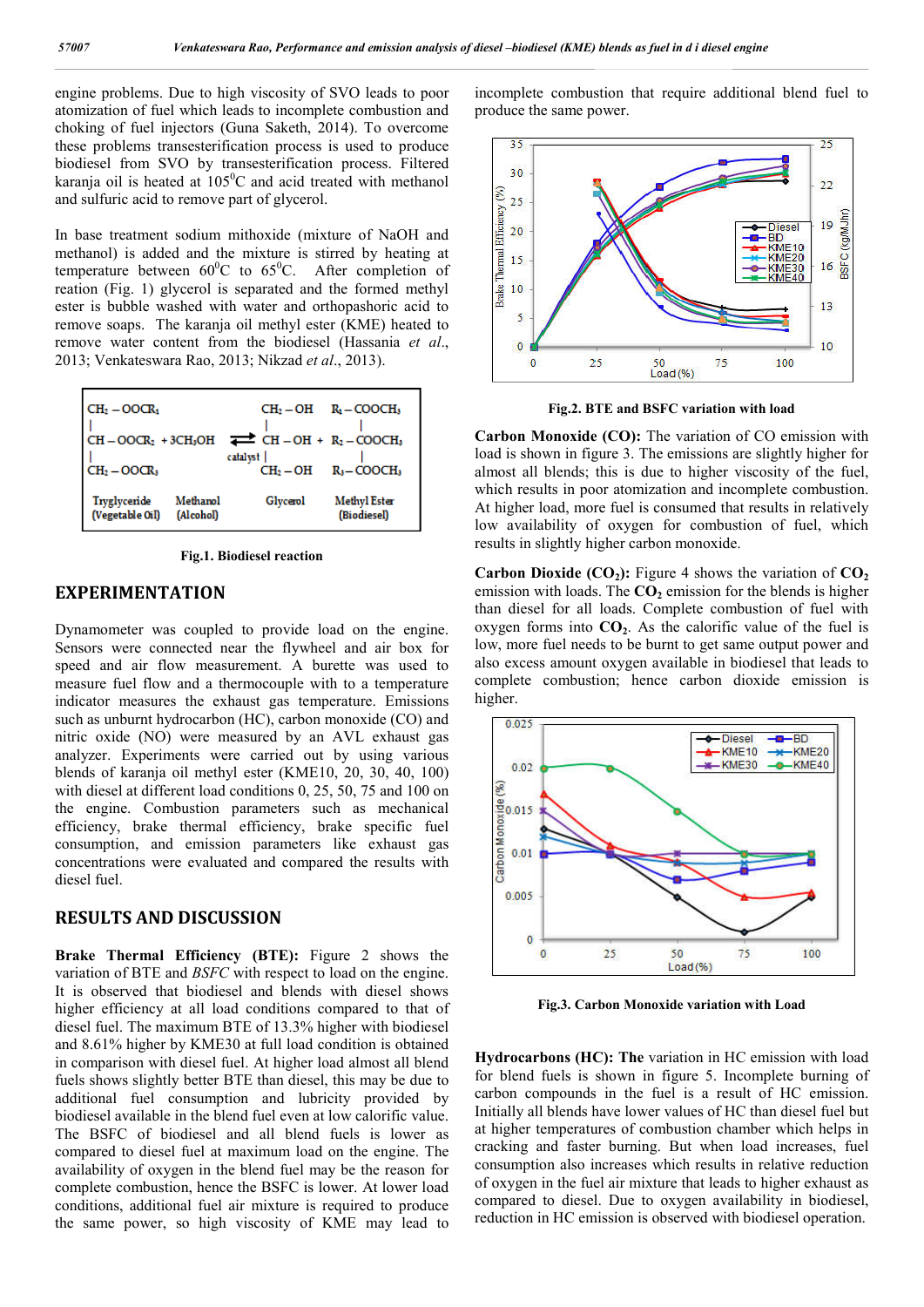engine problems. Due to high viscosity of SVO leads to poor atomization of fuel which leads to incomplete combustion and choking of fuel injectors (Guna Saketh, 2014). To overcome these problems transesterification process is used to produce biodiesel from SVO by transesterification process. Filtered karanja oil is heated at $105^0$C and acid treated with methanol and sulfuric acid to remove part of glycerol.

In base treatment sodium mithoxide (mixture of NaOH and methanol) is added and the mixture is stirred by heating at temperature between $60^0$C to $65^0$C. After completion of reation (Fig. 1) glycerol is separated and the formed methyl ester is bubble washed with water and orthopashoric acid to remove soaps. The karanja oil methyl ester (KME) heated to remove water content from the biodiesel (Hassania *et al*., 2013; Venkateswara Rao, 2013; Nikzad *et al*., 2013).

$$\begin{array}{l} CH_2-OOCR_1 \\ | \\ CH-OOCR_2 \\ | \\ CH_2-OOCR_3 \end{array} + 3CH_3OH \underset{catalyst}{\rightleftarrows} \begin{array}{l} CH_2-OH \\ | \\ CH-OH \\ | \\ CH_2-OH \end{array} + \begin{array}{l} R_1-COOCH_3 \\ | \\ R_2-COOCH_3 \\ | \\ R_3-COOCH_3 \end{array}$$

Tryglyceride (Vegetable Oil) &nbsp;&nbsp; Methanol (Alcohol) &nbsp;&nbsp; Glycerol &nbsp;&nbsp; Methyl Ester (Biodiesel)

**Fig.1. Biodiesel reaction**

## EXPERIMENTATION

Dynamometer was coupled to provide load on the engine. Sensors were connected near the flywheel and air box for speed and air flow measurement. A burette was used to measure fuel flow and a thermocouple with to a temperature indicator measures the exhaust gas temperature. Emissions such as unburnt hydrocarbon (HC), carbon monoxide (CO) and nitric oxide (NO) were measured by an AVL exhaust gas analyzer. Experiments were carried out by using various blends of karanja oil methyl ester (KME10, 20, 30, 40, 100) with diesel at different load conditions 0, 25, 50, 75 and 100 on the engine. Combustion parameters such as mechanical efficiency, brake thermal efficiency, brake specific fuel consumption, and emission parameters like exhaust gas concentrations were evaluated and compared the results with diesel fuel.

## RESULTS AND DISCUSSION

**Brake Thermal Efficiency (BTE):** Figure 2 shows the variation of BTE and *BSFC* with respect to load on the engine. It is observed that biodiesel and blends with diesel shows higher efficiency at all load conditions compared to that of diesel fuel. The maximum BTE of 13.3% higher with biodiesel and 8.61% higher by KME30 at full load condition is obtained in comparison with diesel fuel. At higher load almost all blend fuels shows slightly better BTE than diesel, this may be due to additional fuel consumption and lubricity provided by biodiesel available in the blend fuel even at low calorific value. The BSFC of biodiesel and all blend fuels is lower as compared to diesel fuel at maximum load on the engine. The availability of oxygen in the blend fuel may be the reason for complete combustion, hence the BSFC is lower. At lower load conditions, additional fuel air mixture is required to produce the same power, so high viscosity of KME may lead to incomplete combustion that require additional blend fuel to produce the same power.

**Fig.2. BTE and BSFC variation with load**

**Carbon Monoxide (CO):** The variation of CO emission with load is shown in figure 3. The emissions are slightly higher for almost all blends; this is due to higher viscosity of the fuel, which results in poor atomization and incomplete combustion. At higher load, more fuel is consumed that results in relatively low availability of oxygen for combustion of fuel, which results in slightly higher carbon monoxide.

**Carbon Dioxide ($CO_2$):** Figure 4 shows the variation of $CO_2$ emission with loads. The $CO_2$ emission for the blends is higher than diesel for all loads. Complete combustion of fuel with oxygen forms into $CO_2$. As the calorific value of the fuel is low, more fuel needs to be burnt to get same output power and also excess amount oxygen available in biodiesel that leads to complete combustion; hence carbon dioxide emission is higher.

**Fig.3. Carbon Monoxide variation with Load**

**Hydrocarbons (HC): The** variation in HC emission with load for blend fuels is shown in figure 5. Incomplete burning of carbon compounds in the fuel is a result of HC emission. Initially all blends have lower values of HC than diesel fuel but at higher temperatures of combustion chamber which helps in cracking and faster burning. But when load increases, fuel consumption also increases which results in relative reduction of oxygen in the fuel air mixture that leads to higher exhaust as compared to diesel. Due to oxygen availability in biodiesel, reduction in HC emission is observed with biodiesel operation.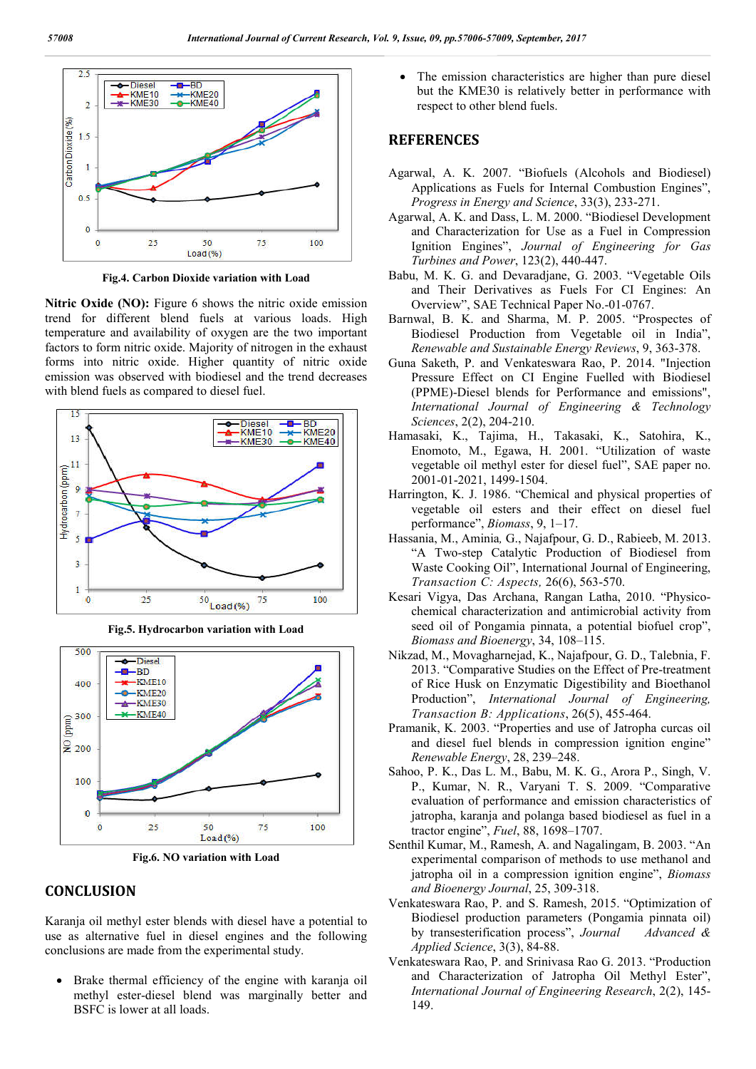Fig.4. Carbon Dioxide variation with Load

**Nitric Oxide (NO):** Figure 6 shows the nitric oxide emission trend for different blend fuels at various loads. High temperature and availability of oxygen are the two important factors to form nitric oxide. Majority of nitrogen in the exhaust forms into nitric oxide. Higher quantity of nitric oxide emission was observed with biodiesel and the trend decreases with blend fuels as compared to diesel fuel.

Fig.5. Hydrocarbon variation with Load

Fig.6. NO variation with Load

## CONCLUSION

Karanja oil methyl ester blends with diesel have a potential to use as alternative fuel in diesel engines and the following conclusions are made from the experimental study.

- Brake thermal efficiency of the engine with karanja oil methyl ester-diesel blend was marginally better and BSFC is lower at all loads.
- The emission characteristics are higher than pure diesel but the KME30 is relatively better in performance with respect to other blend fuels.

## REFERENCES

Agarwal, A. K. 2007. "Biofuels (Alcohols and Biodiesel) Applications as Fuels for Internal Combustion Engines", *Progress in Energy and Science*, 33(3), 233-271.

Agarwal, A. K. and Dass, L. M. 2000. "Biodiesel Development and Characterization for Use as a Fuel in Compression Ignition Engines", *Journal of Engineering for Gas Turbines and Power*, 123(2), 440-447.

Babu, M. K. G. and Devaradjane, G. 2003. "Vegetable Oils and Their Derivatives as Fuels For CI Engines: An Overview", SAE Technical Paper No.-01-0767.

Barnwal, B. K. and Sharma, M. P. 2005. "Prospects of Biodiesel Production from Vegetable oil in India", *Renewable and Sustainable Energy Reviews*, 9, 363-378.

Guna Saketh, P. and Venkateswara Rao, P. 2014. "Injection Pressure Effect on CI Engine Fuelled with Biodiesel (PPME)-Diesel blends for Performance and emissions", *International Journal of Engineering & Technology Sciences*, 2(2), 204-210.

Hamasaki, K., Tajima, H., Takasaki, K., Satohira, K., Enomoto, M., Egawa, H. 2001. "Utilization of waste vegetable oil methyl ester for diesel fuel", SAE paper no. 2001-01-2021, 1499-1504.

Harrington, K. J. 1986. "Chemical and physical properties of vegetable oil esters and their effect on diesel fuel performance", *Biomass*, 9, 1–17.

Hassania, M., Aminia, G., Najafpour, G. D., Rabieeb, M. 2013. "A Two-step Catalytic Production of Biodiesel from Waste Cooking Oil", International Journal of Engineering, *Transaction C: Aspects*, 26(6), 563-570.

Kesari Vigya, Das Archana, Rangan Latha, 2010. "Physico-chemical characterization and antimicrobial activity from seed oil of Pongamia pinnata, a potential biofuel crop", *Biomass and Bioenergy*, 34, 108–115.

Nikzad, M., Movagharnejad, K., Najafpour, G. D., Talebnia, F. 2013. "Comparative Studies on the Effect of Pre-treatment of Rice Husk on Enzymatic Digestibility and Bioethanol Production", *International Journal of Engineering, Transaction B: Applications*, 26(5), 455-464.

Pramanik, K. 2003. "Properties and use of Jatropha curcas oil and diesel fuel blends in compression ignition engine" *Renewable Energy*, 28, 239–248.

Sahoo, P. K., Das L. M., Babu, M. K. G., Arora P., Singh, V. P., Kumar, N. R., Varyani T. S. 2009. "Comparative evaluation of performance and emission characteristics of jatropha, karanja and polanga based biodiesel as fuel in a tractor engine", *Fuel*, 88, 1698–1707.

Senthil Kumar, M., Ramesh, A. and Nagalingam, B. 2003. "An experimental comparison of methods to use methanol and jatropha oil in a compression ignition engine", *Biomass and Bioenergy Journal*, 25, 309-318.

Venkateswara Rao, P. and S. Ramesh, 2015. "Optimization of Biodiesel production parameters (Pongamia pinnata oil) by transesterification process", *Journal Advanced & Applied Science*, 3(3), 84-88.

Venkateswara Rao, P. and Srinivasa Rao G. 2013. "Production and Characterization of Jatropha Oil Methyl Ester", *International Journal of Engineering Research*, 2(2), 145-149.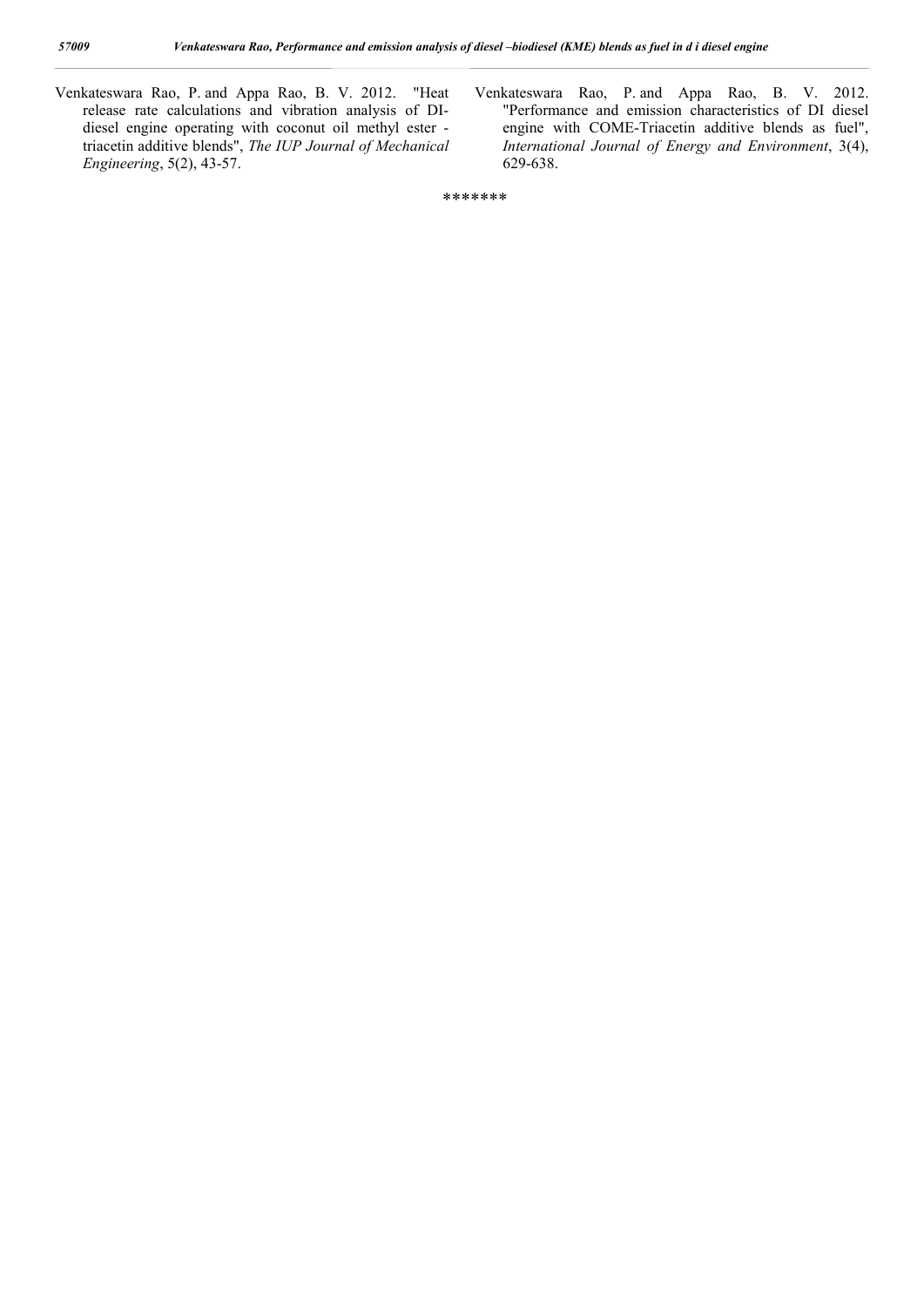Venkateswara Rao, P. and Appa Rao, B. V. 2012. "Heat release rate calculations and vibration analysis of DI-diesel engine operating with coconut oil methyl ester - triacetin additive blends", *The IUP Journal of Mechanical Engineering*, 5(2), 43-57.

Venkateswara Rao, P. and Appa Rao, B. V. 2012. "Performance and emission characteristics of DI diesel engine with COME-Triacetin additive blends as fuel", *International Journal of Energy and Environment*, 3(4), 629-638.

*******